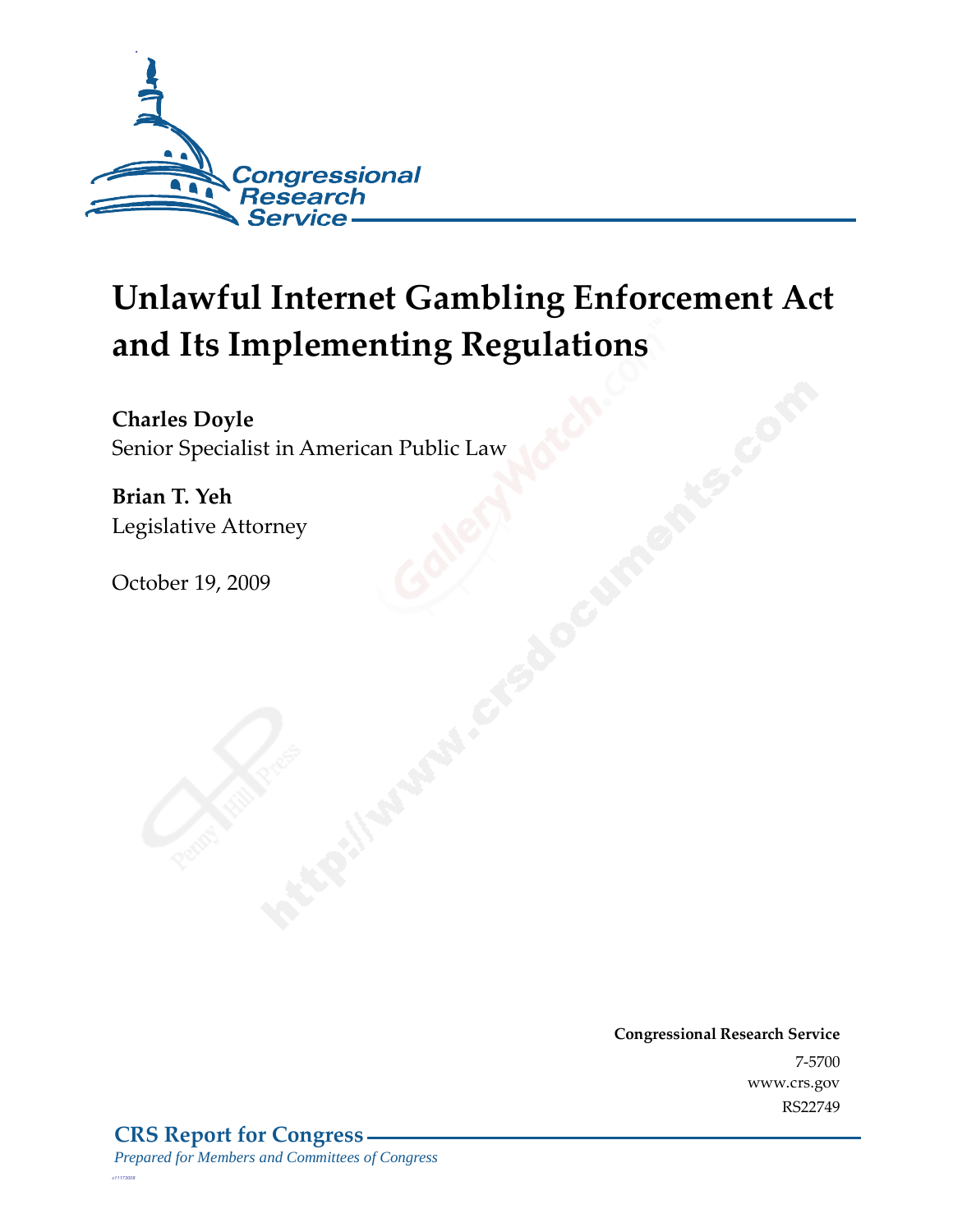# Unlawful Internet Gambling Enforcement Act and Its Implementing Regulations

**Charles Doyle**
Senior Specialist in American Public Law

**Brian T. Yeh**
Legislative Attorney

October 19, 2009

**Congressional Research Service**
7-5700
www.crs.gov
RS22749

**CRS Report for Congress**
*Prepared for Members and Committees of Congress*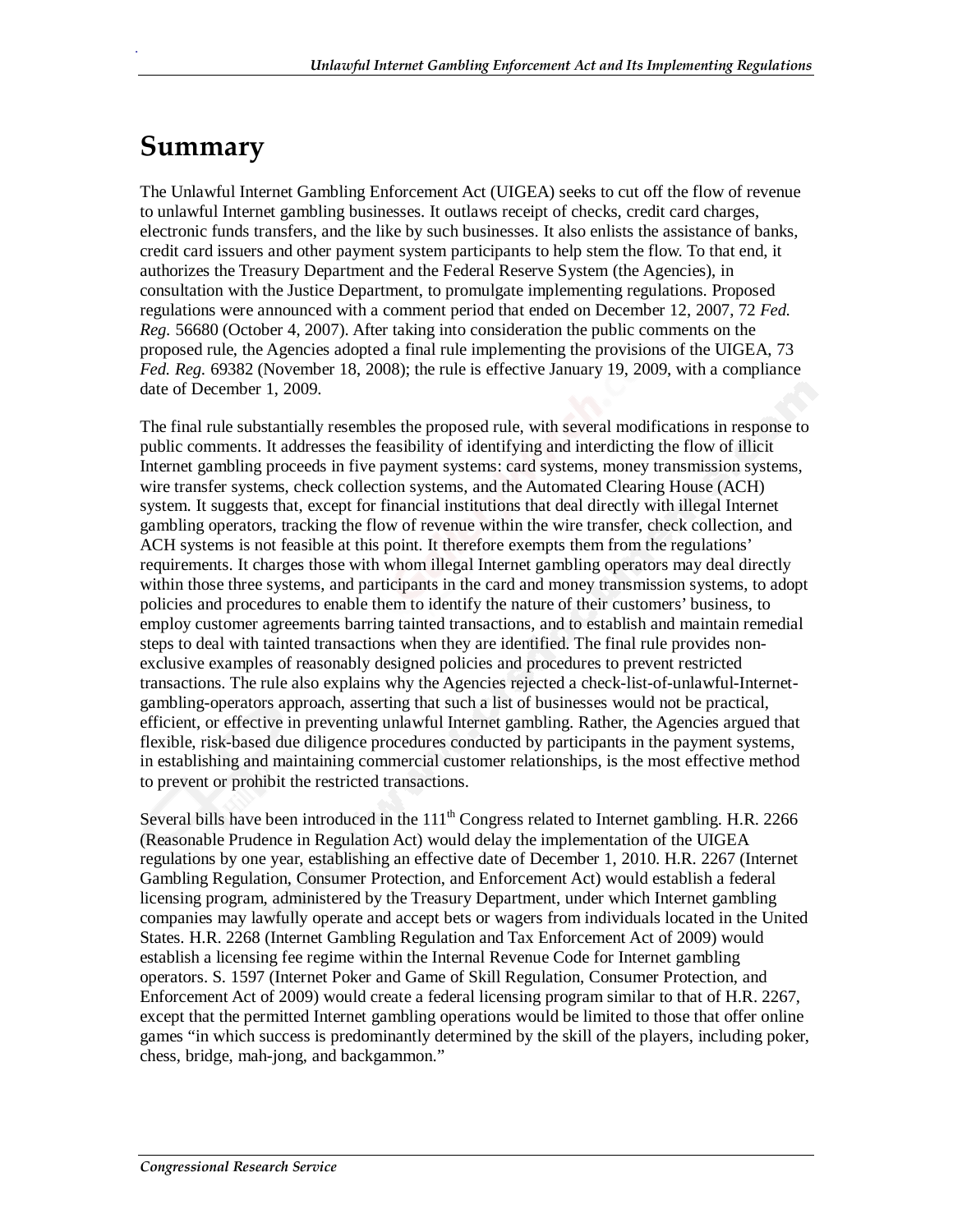# Summary

The Unlawful Internet Gambling Enforcement Act (UIGEA) seeks to cut off the flow of revenue to unlawful Internet gambling businesses. It outlaws receipt of checks, credit card charges, electronic funds transfers, and the like by such businesses. It also enlists the assistance of banks, credit card issuers and other payment system participants to help stem the flow. To that end, it authorizes the Treasury Department and the Federal Reserve System (the Agencies), in consultation with the Justice Department, to promulgate implementing regulations. Proposed regulations were announced with a comment period that ended on December 12, 2007, 72 *Fed. Reg.* 56680 (October 4, 2007). After taking into consideration the public comments on the proposed rule, the Agencies adopted a final rule implementing the provisions of the UIGEA, 73 *Fed. Reg.* 69382 (November 18, 2008); the rule is effective January 19, 2009, with a compliance date of December 1, 2009.

The final rule substantially resembles the proposed rule, with several modifications in response to public comments. It addresses the feasibility of identifying and interdicting the flow of illicit Internet gambling proceeds in five payment systems: card systems, money transmission systems, wire transfer systems, check collection systems, and the Automated Clearing House (ACH) system. It suggests that, except for financial institutions that deal directly with illegal Internet gambling operators, tracking the flow of revenue within the wire transfer, check collection, and ACH systems is not feasible at this point. It therefore exempts them from the regulations' requirements. It charges those with whom illegal Internet gambling operators may deal directly within those three systems, and participants in the card and money transmission systems, to adopt policies and procedures to enable them to identify the nature of their customers' business, to employ customer agreements barring tainted transactions, and to establish and maintain remedial steps to deal with tainted transactions when they are identified. The final rule provides non-exclusive examples of reasonably designed policies and procedures to prevent restricted transactions. The rule also explains why the Agencies rejected a check-list-of-unlawful-Internet-gambling-operators approach, asserting that such a list of businesses would not be practical, efficient, or effective in preventing unlawful Internet gambling. Rather, the Agencies argued that flexible, risk-based due diligence procedures conducted by participants in the payment systems, in establishing and maintaining commercial customer relationships, is the most effective method to prevent or prohibit the restricted transactions.

Several bills have been introduced in the 111th Congress related to Internet gambling. H.R. 2266 (Reasonable Prudence in Regulation Act) would delay the implementation of the UIGEA regulations by one year, establishing an effective date of December 1, 2010. H.R. 2267 (Internet Gambling Regulation, Consumer Protection, and Enforcement Act) would establish a federal licensing program, administered by the Treasury Department, under which Internet gambling companies may lawfully operate and accept bets or wagers from individuals located in the United States. H.R. 2268 (Internet Gambling Regulation and Tax Enforcement Act of 2009) would establish a licensing fee regime within the Internal Revenue Code for Internet gambling operators. S. 1597 (Internet Poker and Game of Skill Regulation, Consumer Protection, and Enforcement Act of 2009) would create a federal licensing program similar to that of H.R. 2267, except that the permitted Internet gambling operations would be limited to those that offer online games "in which success is predominantly determined by the skill of the players, including poker, chess, bridge, mah-jong, and backgammon."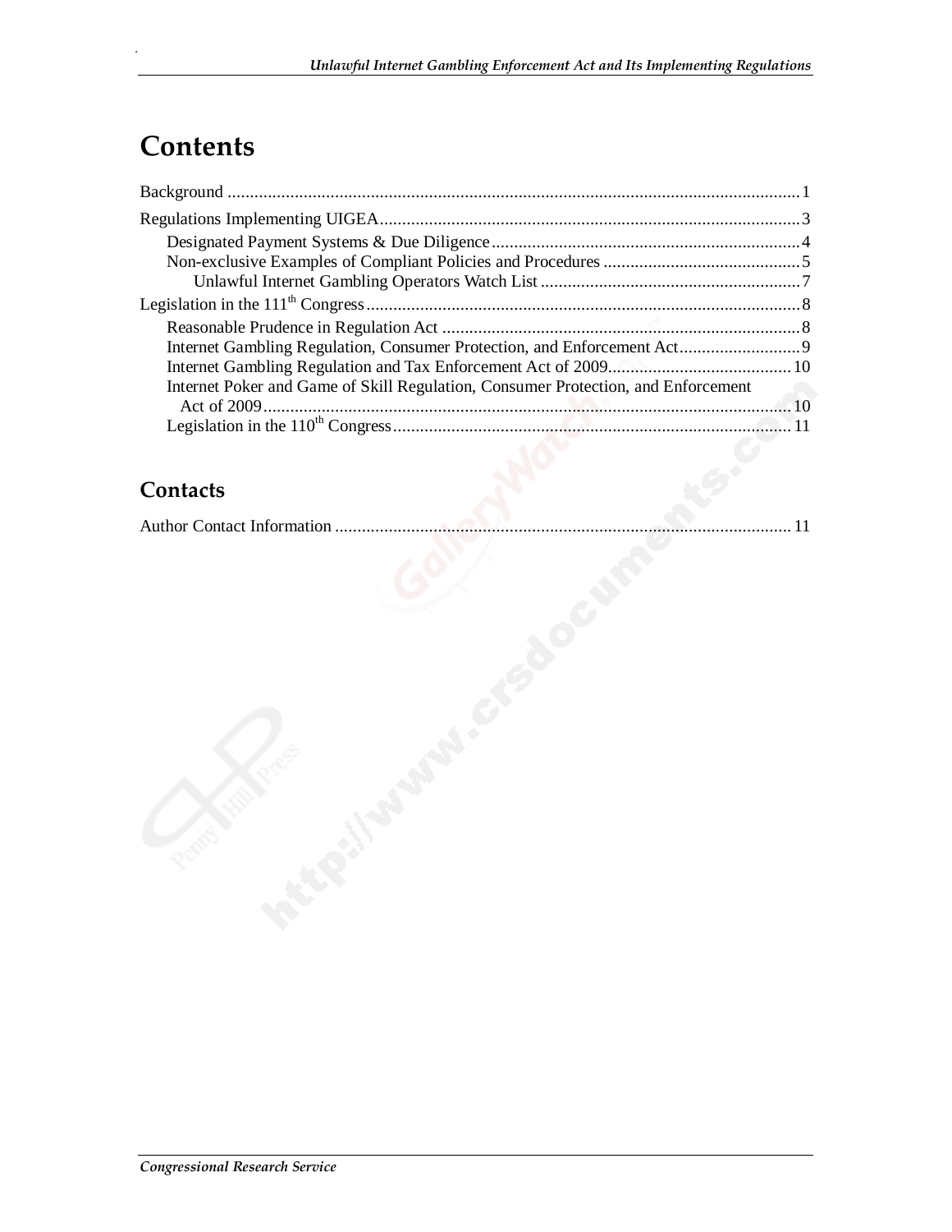# Contents

Background ...................................................................................................................... 1

Regulations Implementing UIGEA...................................................................................... 3

- Designated Payment Systems & Due Diligence ............................................................. 4
- Non-exclusive Examples of Compliant Policies and Procedures ..................................... 5
  - Unlawful Internet Gambling Operators Watch List ................................................. 7

Legislation in the 111th Congress .......................................................................................... 8

- Reasonable Prudence in Regulation Act ...................................................................... 8
- Internet Gambling Regulation, Consumer Protection, and Enforcement Act..................... 9
- Internet Gambling Regulation and Tax Enforcement Act of 2009.................................. 10
- Internet Poker and Game of Skill Regulation, Consumer Protection, and Enforcement Act of 2009 ....................................................................................................... 10
- Legislation in the 110th Congress .................................................................................. 11

## Contacts

Author Contact Information ................................................................................................ 11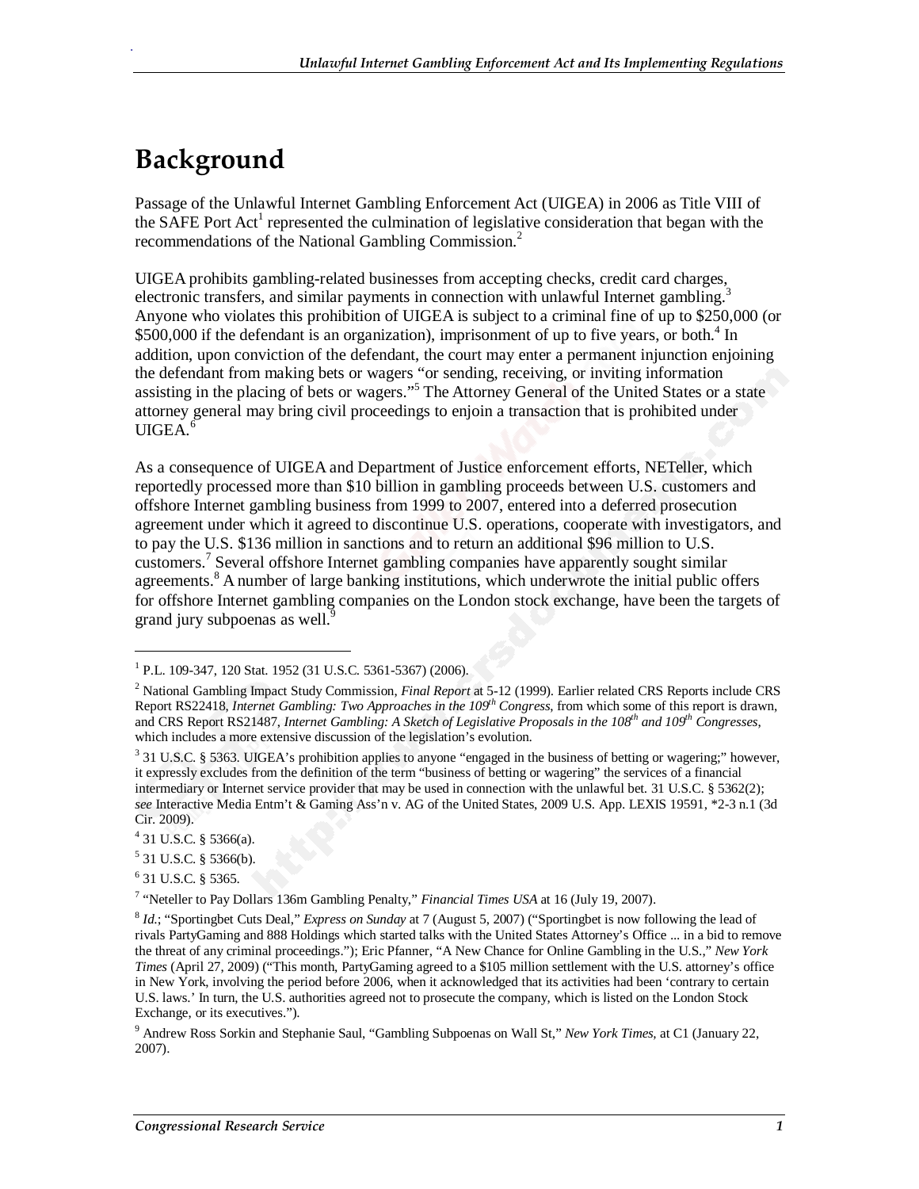# Background

Passage of the Unlawful Internet Gambling Enforcement Act (UIGEA) in 2006 as Title VIII of the SAFE Port Act[1] represented the culmination of legislative consideration that began with the recommendations of the National Gambling Commission.[2]

UIGEA prohibits gambling-related businesses from accepting checks, credit card charges, electronic transfers, and similar payments in connection with unlawful Internet gambling.[3] Anyone who violates this prohibition of UIGEA is subject to a criminal fine of up to $250,000 (or $500,000 if the defendant is an organization), imprisonment of up to five years, or both.[4] In addition, upon conviction of the defendant, the court may enter a permanent injunction enjoining the defendant from making bets or wagers "or sending, receiving, or inviting information assisting in the placing of bets or wagers."[5] The Attorney General of the United States or a state attorney general may bring civil proceedings to enjoin a transaction that is prohibited under UIGEA.[6]

As a consequence of UIGEA and Department of Justice enforcement efforts, NETeller, which reportedly processed more than $10 billion in gambling proceeds between U.S. customers and offshore Internet gambling business from 1999 to 2007, entered into a deferred prosecution agreement under which it agreed to discontinue U.S. operations, cooperate with investigators, and to pay the U.S. $136 million in sanctions and to return an additional $96 million to U.S. customers.[7] Several offshore Internet gambling companies have apparently sought similar agreements.[8] A number of large banking institutions, which underwrote the initial public offers for offshore Internet gambling companies on the London stock exchange, have been the targets of grand jury subpoenas as well.[9]

---

[1] P.L. 109-347, 120 Stat. 1952 (31 U.S.C. 5361-5367) (2006).

[2] National Gambling Impact Study Commission, *Final Report* at 5-12 (1999). Earlier related CRS Reports include CRS Report RS22418, *Internet Gambling: Two Approaches in the 109th Congress*, from which some of this report is drawn, and CRS Report RS21487, *Internet Gambling: A Sketch of Legislative Proposals in the 108th and 109th Congresses,* which includes a more extensive discussion of the legislation's evolution.

[3] 31 U.S.C. § 5363. UIGEA's prohibition applies to anyone "engaged in the business of betting or wagering;" however, it expressly excludes from the definition of the term "business of betting or wagering" the services of a financial intermediary or Internet service provider that may be used in connection with the unlawful bet. 31 U.S.C. § 5362(2); *see* Interactive Media Entm't & Gaming Ass'n v. AG of the United States, 2009 U.S. App. LEXIS 19591, *2-3 n.1 (3d Cir. 2009).

[4] 31 U.S.C. § 5366(a).

[5] 31 U.S.C. § 5366(b).

[6] 31 U.S.C. § 5365.

[7] "Neteller to Pay Dollars 136m Gambling Penalty," *Financial Times USA* at 16 (July 19, 2007).

[8] *Id.*; "Sportingbet Cuts Deal," *Express on Sunday* at 7 (August 5, 2007) ("Sportingbet is now following the lead of rivals PartyGaming and 888 Holdings which started talks with the United States Attorney's Office ... in a bid to remove the threat of any criminal proceedings."); Eric Pfanner, "A New Chance for Online Gambling in the U.S.," *New York Times* (April 27, 2009) ("This month, PartyGaming agreed to a $105 million settlement with the U.S. attorney's office in New York, involving the period before 2006, when it acknowledged that its activities had been 'contrary to certain U.S. laws.' In turn, the U.S. authorities agreed not to prosecute the company, which is listed on the London Stock Exchange, or its executives.").

[9] Andrew Ross Sorkin and Stephanie Saul, "Gambling Subpoenas on Wall St," *New York Times*, at C1 (January 22, 2007).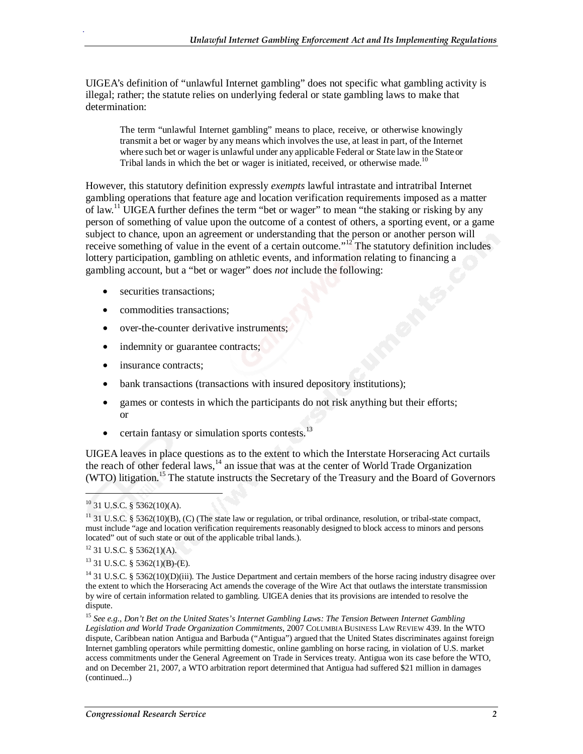UIGEA's definition of "unlawful Internet gambling" does not specific what gambling activity is illegal; rather; the statute relies on underlying federal or state gambling laws to make that determination:

> The term "unlawful Internet gambling" means to place, receive, or otherwise knowingly transmit a bet or wager by any means which involves the use, at least in part, of the Internet where such bet or wager is unlawful under any applicable Federal or State law in the State or Tribal lands in which the bet or wager is initiated, received, or otherwise made.[10]

However, this statutory definition expressly *exempts* lawful intrastate and intratribal Internet gambling operations that feature age and location verification requirements imposed as a matter of law.[11] UIGEA further defines the term "bet or wager" to mean "the staking or risking by any person of something of value upon the outcome of a contest of others, a sporting event, or a game subject to chance, upon an agreement or understanding that the person or another person will receive something of value in the event of a certain outcome."[12] The statutory definition includes lottery participation, gambling on athletic events, and information relating to financing a gambling account, but a "bet or wager" does *not* include the following:

- securities transactions;
- commodities transactions;
- over-the-counter derivative instruments;
- indemnity or guarantee contracts;
- insurance contracts;
- bank transactions (transactions with insured depository institutions);
- games or contests in which the participants do not risk anything but their efforts; or
- certain fantasy or simulation sports contests.[13]

UIGEA leaves in place questions as to the extent to which the Interstate Horseracing Act curtails the reach of other federal laws,[14] an issue that was at the center of World Trade Organization (WTO) litigation.[15] The statute instructs the Secretary of the Treasury and the Board of Governors

---

[10] 31 U.S.C. § 5362(10)(A).

[11] 31 U.S.C. § 5362(10)(B), (C) (The state law or regulation, or tribal ordinance, resolution, or tribal-state compact, must include "age and location verification requirements reasonably designed to block access to minors and persons located" out of such state or out of the applicable tribal lands.).

[12] 31 U.S.C. § 5362(1)(A).

[13] 31 U.S.C. § 5362(1)(B)-(E).

[14] 31 U.S.C. § 5362(10)(D)(iii). The Justice Department and certain members of the horse racing industry disagree over the extent to which the Horseracing Act amends the coverage of the Wire Act that outlaws the interstate transmission by wire of certain information related to gambling. UIGEA denies that its provisions are intended to resolve the dispute.

[15] *See e.g.*, *Don't Bet on the United States's Internet Gambling Laws: The Tension Between Internet Gambling Legislation and World Trade Organization Commitments*, 2007 COLUMBIA BUSINESS LAW REVIEW 439. In the WTO dispute, Caribbean nation Antigua and Barbuda ("Antigua") argued that the United States discriminates against foreign Internet gambling operators while permitting domestic, online gambling on horse racing, in violation of U.S. market access commitments under the General Agreement on Trade in Services treaty. Antigua won its case before the WTO, and on December 21, 2007, a WTO arbitration report determined that Antigua had suffered $21 million in damages (continued...)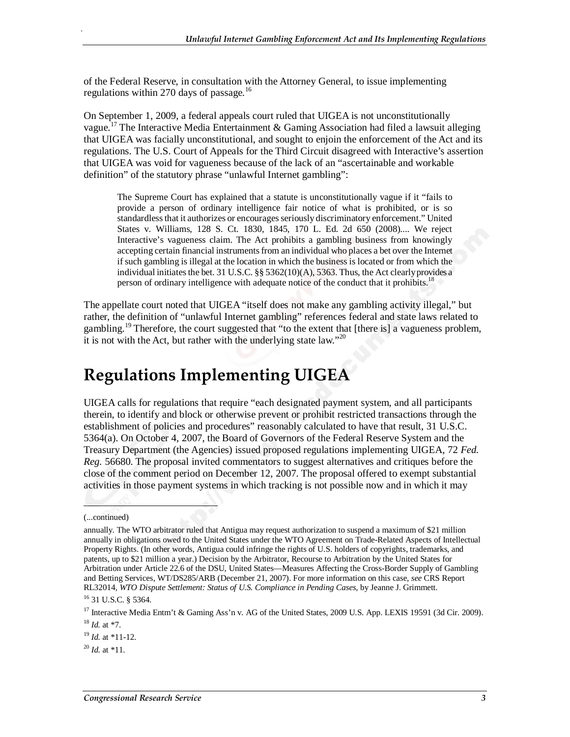of the Federal Reserve, in consultation with the Attorney General, to issue implementing regulations within 270 days of passage.[16]

On September 1, 2009, a federal appeals court ruled that UIGEA is not unconstitutionally vague.[17] The Interactive Media Entertainment & Gaming Association had filed a lawsuit alleging that UIGEA was facially unconstitutional, and sought to enjoin the enforcement of the Act and its regulations. The U.S. Court of Appeals for the Third Circuit disagreed with Interactive's assertion that UIGEA was void for vagueness because of the lack of an "ascertainable and workable definition" of the statutory phrase "unlawful Internet gambling":

> The Supreme Court has explained that a statute is unconstitutionally vague if it "fails to provide a person of ordinary intelligence fair notice of what is prohibited, or is so standardless that it authorizes or encourages seriously discriminatory enforcement." United States v. Williams, 128 S. Ct. 1830, 1845, 170 L. Ed. 2d 650 (2008).... We reject Interactive's vagueness claim. The Act prohibits a gambling business from knowingly accepting certain financial instruments from an individual who places a bet over the Internet if such gambling is illegal at the location in which the business is located or from which the individual initiates the bet. 31 U.S.C. §§ 5362(10)(A), 5363. Thus, the Act clearly provides a person of ordinary intelligence with adequate notice of the conduct that it prohibits.[18]

The appellate court noted that UIGEA "itself does not make any gambling activity illegal," but rather, the definition of "unlawful Internet gambling" references federal and state laws related to gambling.[19] Therefore, the court suggested that "to the extent that [there is] a vagueness problem, it is not with the Act, but rather with the underlying state law."[20]

# Regulations Implementing UIGEA

UIGEA calls for regulations that require "each designated payment system, and all participants therein, to identify and block or otherwise prevent or prohibit restricted transactions through the establishment of policies and procedures" reasonably calculated to have that result, 31 U.S.C. 5364(a). On October 4, 2007, the Board of Governors of the Federal Reserve System and the Treasury Department (the Agencies) issued proposed regulations implementing UIGEA, 72 *Fed. Reg.* 56680. The proposal invited commentators to suggest alternatives and critiques before the close of the comment period on December 12, 2007. The proposal offered to exempt substantial activities in those payment systems in which tracking is not possible now and in which it may

---

(...continued)

annually. The WTO arbitrator ruled that Antigua may request authorization to suspend a maximum of $21 million annually in obligations owed to the United States under the WTO Agreement on Trade-Related Aspects of Intellectual Property Rights. (In other words, Antigua could infringe the rights of U.S. holders of copyrights, trademarks, and patents, up to $21 million a year.) Decision by the Arbitrator, Recourse to Arbitration by the United States for Arbitration under Article 22.6 of the DSU, United States—Measures Affecting the Cross-Border Supply of Gambling and Betting Services, WT/DS285/ARB (December 21, 2007). For more information on this case, *see* CRS Report RL32014, *WTO Dispute Settlement: Status of U.S. Compliance in Pending Cases*, by Jeanne J. Grimmett.

[16] 31 U.S.C. § 5364.

[17] Interactive Media Entm't & Gaming Ass'n v. AG of the United States, 2009 U.S. App. LEXIS 19591 (3d Cir. 2009).

[18] *Id.* at *7.

[19] *Id.* at *11-12.

[20] *Id.* at *11.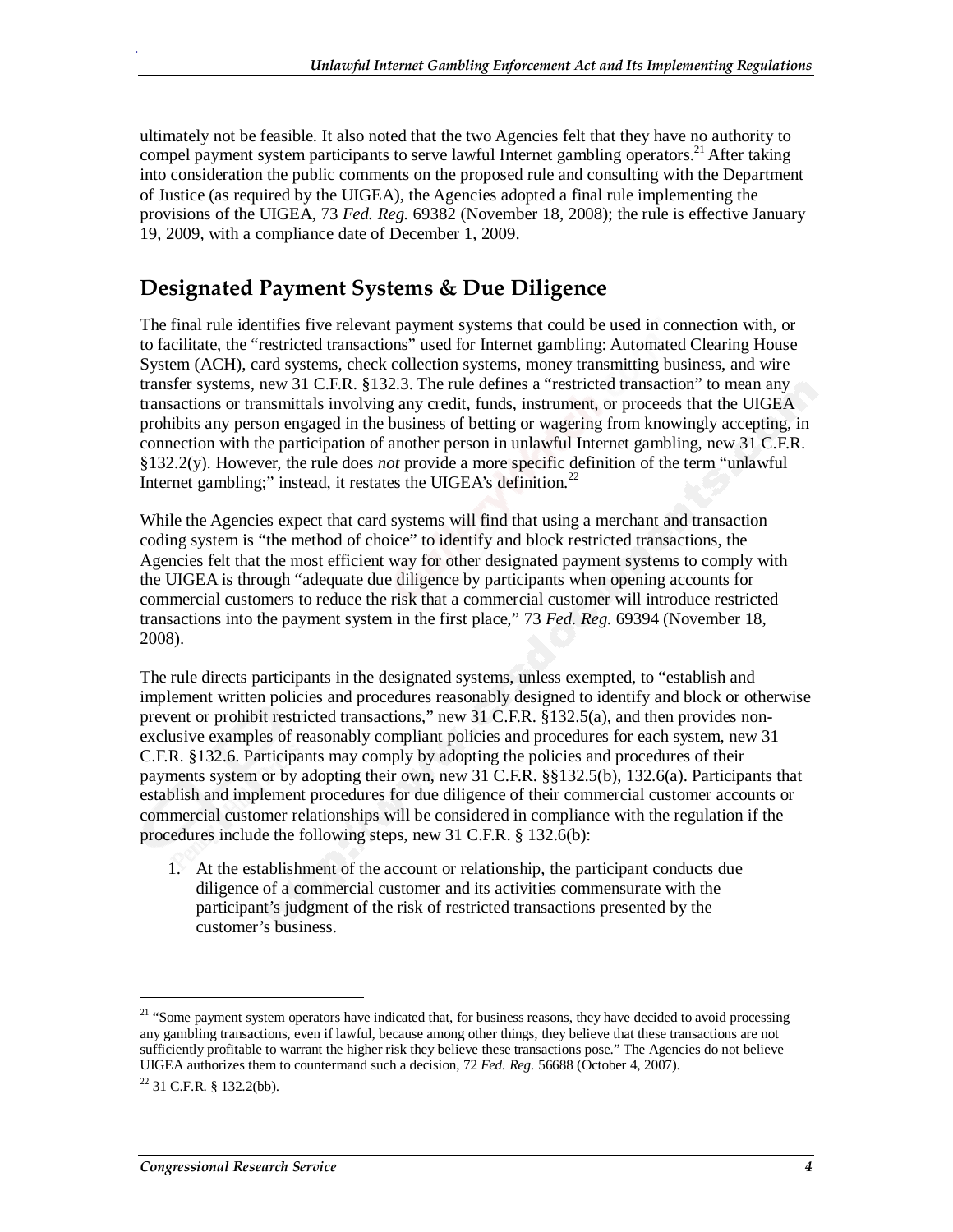ultimately not be feasible. It also noted that the two Agencies felt that they have no authority to compel payment system participants to serve lawful Internet gambling operators.[21] After taking into consideration the public comments on the proposed rule and consulting with the Department of Justice (as required by the UIGEA), the Agencies adopted a final rule implementing the provisions of the UIGEA, 73 *Fed. Reg.* 69382 (November 18, 2008); the rule is effective January 19, 2009, with a compliance date of December 1, 2009.

## Designated Payment Systems & Due Diligence

The final rule identifies five relevant payment systems that could be used in connection with, or to facilitate, the "restricted transactions" used for Internet gambling: Automated Clearing House System (ACH), card systems, check collection systems, money transmitting business, and wire transfer systems, new 31 C.F.R. §132.3. The rule defines a "restricted transaction" to mean any transactions or transmittals involving any credit, funds, instrument, or proceeds that the UIGEA prohibits any person engaged in the business of betting or wagering from knowingly accepting, in connection with the participation of another person in unlawful Internet gambling, new 31 C.F.R. §132.2(y). However, the rule does *not* provide a more specific definition of the term "unlawful Internet gambling;" instead, it restates the UIGEA's definition.[22]

While the Agencies expect that card systems will find that using a merchant and transaction coding system is "the method of choice" to identify and block restricted transactions, the Agencies felt that the most efficient way for other designated payment systems to comply with the UIGEA is through "adequate due diligence by participants when opening accounts for commercial customers to reduce the risk that a commercial customer will introduce restricted transactions into the payment system in the first place," 73 *Fed. Reg.* 69394 (November 18, 2008).

The rule directs participants in the designated systems, unless exempted, to "establish and implement written policies and procedures reasonably designed to identify and block or otherwise prevent or prohibit restricted transactions," new 31 C.F.R. §132.5(a), and then provides non-exclusive examples of reasonably compliant policies and procedures for each system, new 31 C.F.R. §132.6. Participants may comply by adopting the policies and procedures of their payments system or by adopting their own, new 31 C.F.R. §§132.5(b), 132.6(a). Participants that establish and implement procedures for due diligence of their commercial customer accounts or commercial customer relationships will be considered in compliance with the regulation if the procedures include the following steps, new 31 C.F.R. § 132.6(b):

1. At the establishment of the account or relationship, the participant conducts due diligence of a commercial customer and its activities commensurate with the participant's judgment of the risk of restricted transactions presented by the customer's business.

---

[21] "Some payment system operators have indicated that, for business reasons, they have decided to avoid processing any gambling transactions, even if lawful, because among other things, they believe that these transactions are not sufficiently profitable to warrant the higher risk they believe these transactions pose." The Agencies do not believe UIGEA authorizes them to countermand such a decision, 72 *Fed. Reg.* 56688 (October 4, 2007).

[22] 31 C.F.R. § 132.2(bb).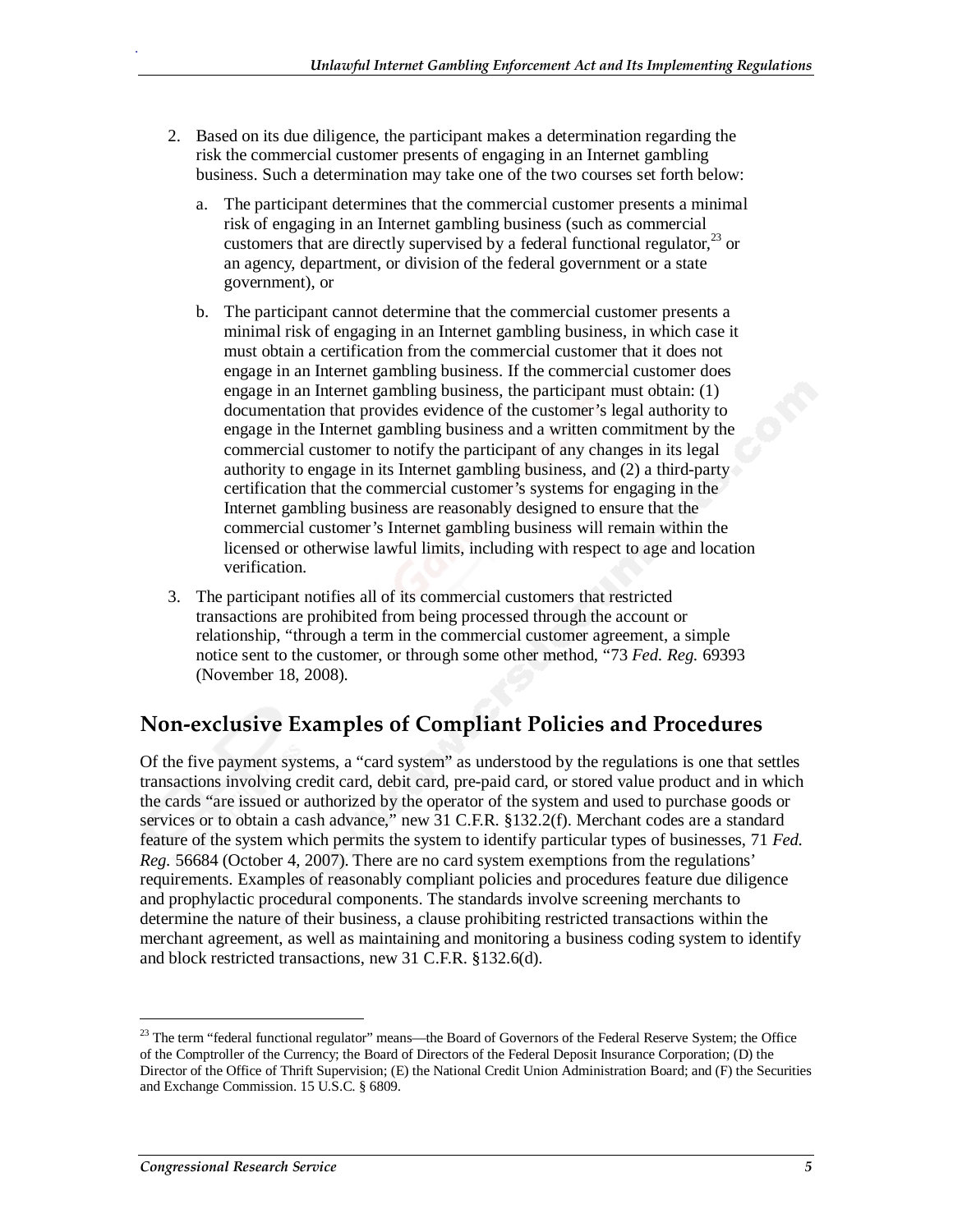2. Based on its due diligence, the participant makes a determination regarding the risk the commercial customer presents of engaging in an Internet gambling business. Such a determination may take one of the two courses set forth below:

   a. The participant determines that the commercial customer presents a minimal risk of engaging in an Internet gambling business (such as commercial customers that are directly supervised by a federal functional regulator,[23] or an agency, department, or division of the federal government or a state government), or

   b. The participant cannot determine that the commercial customer presents a minimal risk of engaging in an Internet gambling business, in which case it must obtain a certification from the commercial customer that it does not engage in an Internet gambling business. If the commercial customer does engage in an Internet gambling business, the participant must obtain: (1) documentation that provides evidence of the customer's legal authority to engage in the Internet gambling business and a written commitment by the commercial customer to notify the participant of any changes in its legal authority to engage in its Internet gambling business, and (2) a third-party certification that the commercial customer's systems for engaging in the Internet gambling business are reasonably designed to ensure that the commercial customer's Internet gambling business will remain within the licensed or otherwise lawful limits, including with respect to age and location verification.

3. The participant notifies all of its commercial customers that restricted transactions are prohibited from being processed through the account or relationship, "through a term in the commercial customer agreement, a simple notice sent to the customer, or through some other method, "73 *Fed. Reg.* 69393 (November 18, 2008).

## Non-exclusive Examples of Compliant Policies and Procedures

Of the five payment systems, a "card system" as understood by the regulations is one that settles transactions involving credit card, debit card, pre-paid card, or stored value product and in which the cards "are issued or authorized by the operator of the system and used to purchase goods or services or to obtain a cash advance," new 31 C.F.R. §132.2(f). Merchant codes are a standard feature of the system which permits the system to identify particular types of businesses, 71 *Fed. Reg.* 56684 (October 4, 2007). There are no card system exemptions from the regulations' requirements. Examples of reasonably compliant policies and procedures feature due diligence and prophylactic procedural components. The standards involve screening merchants to determine the nature of their business, a clause prohibiting restricted transactions within the merchant agreement, as well as maintaining and monitoring a business coding system to identify and block restricted transactions, new 31 C.F.R. §132.6(d).

---

[23] The term "federal functional regulator" means—the Board of Governors of the Federal Reserve System; the Office of the Comptroller of the Currency; the Board of Directors of the Federal Deposit Insurance Corporation; (D) the Director of the Office of Thrift Supervision; (E) the National Credit Union Administration Board; and (F) the Securities and Exchange Commission. 15 U.S.C. § 6809.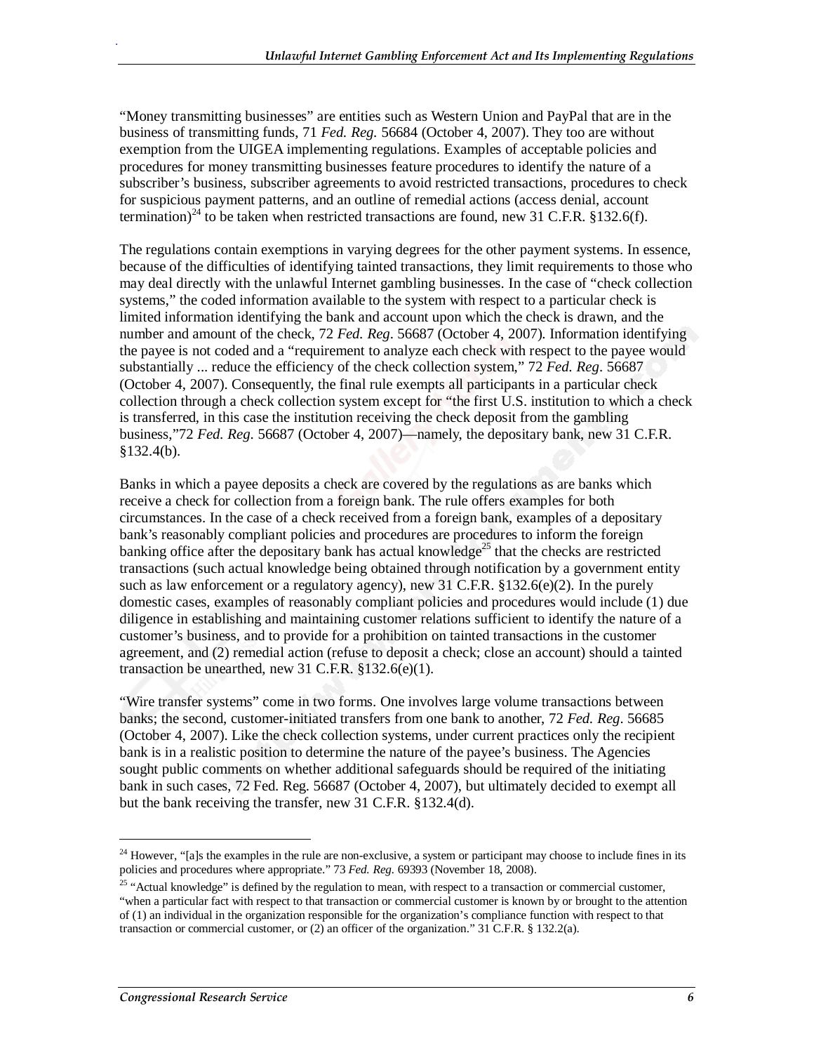"Money transmitting businesses" are entities such as Western Union and PayPal that are in the business of transmitting funds, 71 *Fed. Reg.* 56684 (October 4, 2007). They too are without exemption from the UIGEA implementing regulations. Examples of acceptable policies and procedures for money transmitting businesses feature procedures to identify the nature of a subscriber's business, subscriber agreements to avoid restricted transactions, procedures to check for suspicious payment patterns, and an outline of remedial actions (access denial, account termination)[24] to be taken when restricted transactions are found, new 31 C.F.R. §132.6(f).

The regulations contain exemptions in varying degrees for the other payment systems. In essence, because of the difficulties of identifying tainted transactions, they limit requirements to those who may deal directly with the unlawful Internet gambling businesses. In the case of "check collection systems," the coded information available to the system with respect to a particular check is limited information identifying the bank and account upon which the check is drawn, and the number and amount of the check, 72 *Fed. Reg*. 56687 (October 4, 2007). Information identifying the payee is not coded and a "requirement to analyze each check with respect to the payee would substantially ... reduce the efficiency of the check collection system," 72 *Fed. Reg*. 56687 (October 4, 2007). Consequently, the final rule exempts all participants in a particular check collection through a check collection system except for "the first U.S. institution to which a check is transferred, in this case the institution receiving the check deposit from the gambling business,"72 *Fed. Reg*. 56687 (October 4, 2007)—namely, the depositary bank, new 31 C.F.R. §132.4(b).

Banks in which a payee deposits a check are covered by the regulations as are banks which receive a check for collection from a foreign bank. The rule offers examples for both circumstances. In the case of a check received from a foreign bank, examples of a depositary bank's reasonably compliant policies and procedures are procedures to inform the foreign banking office after the depositary bank has actual knowledge[25] that the checks are restricted transactions (such actual knowledge being obtained through notification by a government entity such as law enforcement or a regulatory agency), new 31 C.F.R. §132.6(e)(2). In the purely domestic cases, examples of reasonably compliant policies and procedures would include (1) due diligence in establishing and maintaining customer relations sufficient to identify the nature of a customer's business, and to provide for a prohibition on tainted transactions in the customer agreement, and (2) remedial action (refuse to deposit a check; close an account) should a tainted transaction be unearthed, new 31 C.F.R. §132.6(e)(1).

"Wire transfer systems" come in two forms. One involves large volume transactions between banks; the second, customer-initiated transfers from one bank to another, 72 *Fed. Reg*. 56685 (October 4, 2007). Like the check collection systems, under current practices only the recipient bank is in a realistic position to determine the nature of the payee's business. The Agencies sought public comments on whether additional safeguards should be required of the initiating bank in such cases, 72 Fed. Reg. 56687 (October 4, 2007), but ultimately decided to exempt all but the bank receiving the transfer, new 31 C.F.R. §132.4(d).

---

[24] However, "[a]s the examples in the rule are non-exclusive, a system or participant may choose to include fines in its policies and procedures where appropriate." 73 *Fed. Reg.* 69393 (November 18, 2008).

[25] "Actual knowledge" is defined by the regulation to mean, with respect to a transaction or commercial customer, "when a particular fact with respect to that transaction or commercial customer is known by or brought to the attention of (1) an individual in the organization responsible for the organization's compliance function with respect to that transaction or commercial customer, or (2) an officer of the organization." 31 C.F.R. § 132.2(a).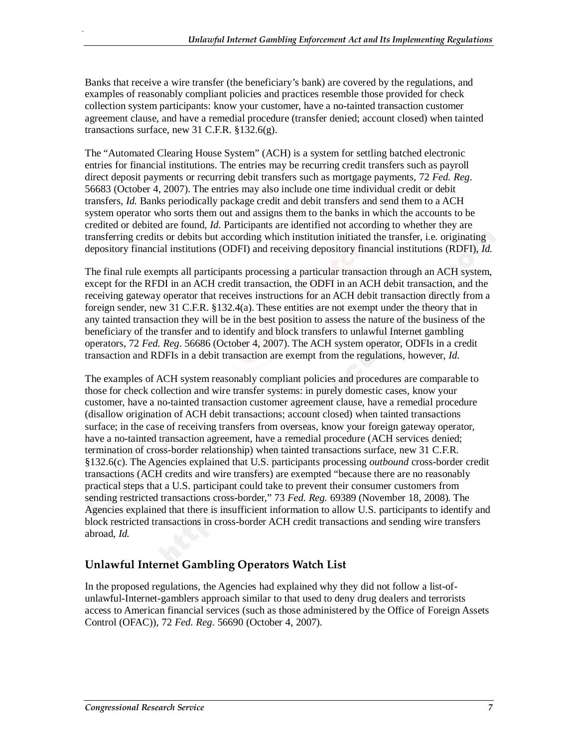Banks that receive a wire transfer (the beneficiary's bank) are covered by the regulations, and examples of reasonably compliant policies and practices resemble those provided for check collection system participants: know your customer, have a no-tainted transaction customer agreement clause, and have a remedial procedure (transfer denied; account closed) when tainted transactions surface, new 31 C.F.R. §132.6(g).

The "Automated Clearing House System" (ACH) is a system for settling batched electronic entries for financial institutions. The entries may be recurring credit transfers such as payroll direct deposit payments or recurring debit transfers such as mortgage payments, 72 *Fed. Reg*. 56683 (October 4, 2007). The entries may also include one time individual credit or debit transfers, *Id.* Banks periodically package credit and debit transfers and send them to a ACH system operator who sorts them out and assigns them to the banks in which the accounts to be credited or debited are found, *Id.* Participants are identified not according to whether they are transferring credits or debits but according which institution initiated the transfer, i.e. originating depository financial institutions (ODFI) and receiving depository financial institutions (RDFI), *Id.*

The final rule exempts all participants processing a particular transaction through an ACH system, except for the RFDI in an ACH credit transaction, the ODFI in an ACH debit transaction, and the receiving gateway operator that receives instructions for an ACH debit transaction directly from a foreign sender, new 31 C.F.R. §132.4(a). These entities are not exempt under the theory that in any tainted transaction they will be in the best position to assess the nature of the business of the beneficiary of the transfer and to identify and block transfers to unlawful Internet gambling operators, 72 *Fed. Reg*. 56686 (October 4, 2007). The ACH system operator, ODFIs in a credit transaction and RDFIs in a debit transaction are exempt from the regulations, however, *Id.*

The examples of ACH system reasonably compliant policies and procedures are comparable to those for check collection and wire transfer systems: in purely domestic cases, know your customer, have a no-tainted transaction customer agreement clause, have a remedial procedure (disallow origination of ACH debit transactions; account closed) when tainted transactions surface; in the case of receiving transfers from overseas, know your foreign gateway operator, have a no-tainted transaction agreement, have a remedial procedure (ACH services denied; termination of cross-border relationship) when tainted transactions surface, new 31 C.F.R. §132.6(c). The Agencies explained that U.S. participants processing *outbound* cross-border credit transactions (ACH credits and wire transfers) are exempted "because there are no reasonably practical steps that a U.S. participant could take to prevent their consumer customers from sending restricted transactions cross-border," 73 *Fed. Reg.* 69389 (November 18, 2008). The Agencies explained that there is insufficient information to allow U.S. participants to identify and block restricted transactions in cross-border ACH credit transactions and sending wire transfers abroad, *Id.*

## Unlawful Internet Gambling Operators Watch List

In the proposed regulations, the Agencies had explained why they did not follow a list-of-unlawful-Internet-gamblers approach similar to that used to deny drug dealers and terrorists access to American financial services (such as those administered by the Office of Foreign Assets Control (OFAC)), 72 *Fed. Reg*. 56690 (October 4, 2007).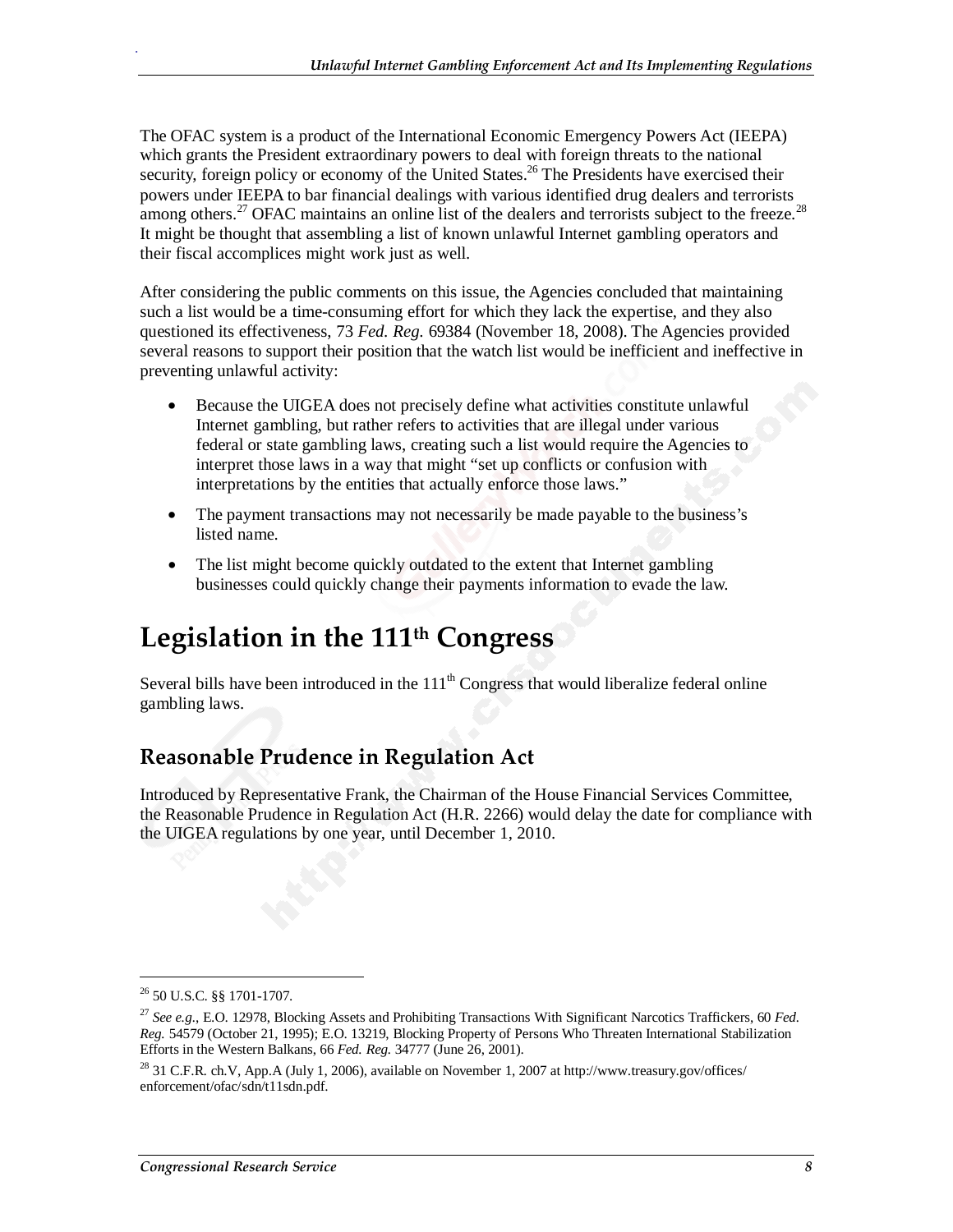The OFAC system is a product of the International Economic Emergency Powers Act (IEEPA) which grants the President extraordinary powers to deal with foreign threats to the national security, foreign policy or economy of the United States.[26] The Presidents have exercised their powers under IEEPA to bar financial dealings with various identified drug dealers and terrorists among others.[27] OFAC maintains an online list of the dealers and terrorists subject to the freeze.[28] It might be thought that assembling a list of known unlawful Internet gambling operators and their fiscal accomplices might work just as well.

After considering the public comments on this issue, the Agencies concluded that maintaining such a list would be a time-consuming effort for which they lack the expertise, and they also questioned its effectiveness, 73 *Fed. Reg.* 69384 (November 18, 2008). The Agencies provided several reasons to support their position that the watch list would be inefficient and ineffective in preventing unlawful activity:

- Because the UIGEA does not precisely define what activities constitute unlawful Internet gambling, but rather refers to activities that are illegal under various federal or state gambling laws, creating such a list would require the Agencies to interpret those laws in a way that might "set up conflicts or confusion with interpretations by the entities that actually enforce those laws."
- The payment transactions may not necessarily be made payable to the business's listed name.
- The list might become quickly outdated to the extent that Internet gambling businesses could quickly change their payments information to evade the law.

# Legislation in the 111th Congress

Several bills have been introduced in the 111th Congress that would liberalize federal online gambling laws.

## Reasonable Prudence in Regulation Act

Introduced by Representative Frank, the Chairman of the House Financial Services Committee, the Reasonable Prudence in Regulation Act (H.R. 2266) would delay the date for compliance with the UIGEA regulations by one year, until December 1, 2010.

---

[26] 50 U.S.C. §§ 1701-1707.

[27] *See e.g.*, E.O. 12978, Blocking Assets and Prohibiting Transactions With Significant Narcotics Traffickers, 60 *Fed. Reg.* 54579 (October 21, 1995); E.O. 13219, Blocking Property of Persons Who Threaten International Stabilization Efforts in the Western Balkans, 66 *Fed. Reg.* 34777 (June 26, 2001).

[28] 31 C.F.R. ch.V, App.A (July 1, 2006), available on November 1, 2007 at http://www.treasury.gov/offices/enforcement/ofac/sdn/t11sdn.pdf.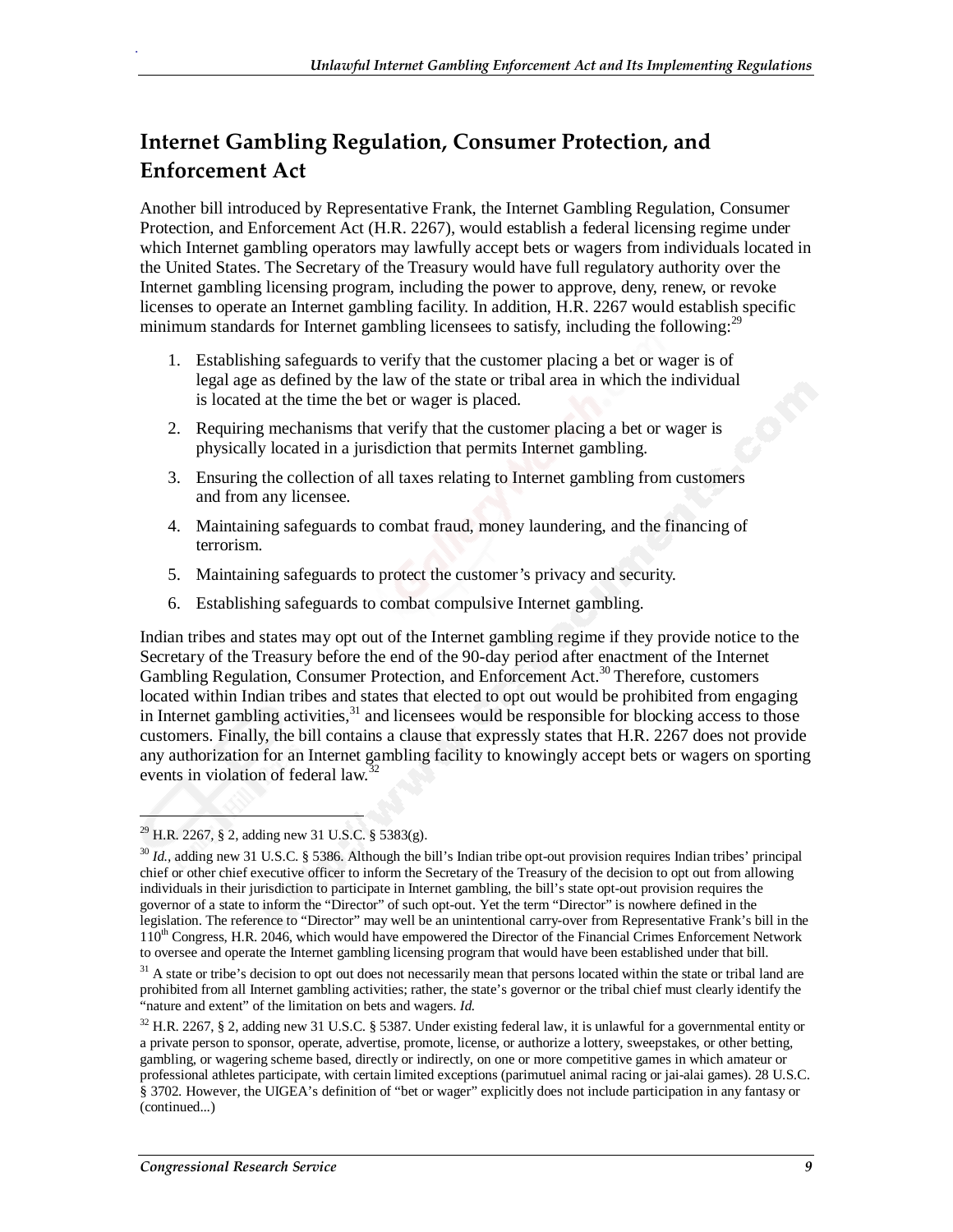## Internet Gambling Regulation, Consumer Protection, and Enforcement Act

Another bill introduced by Representative Frank, the Internet Gambling Regulation, Consumer Protection, and Enforcement Act (H.R. 2267), would establish a federal licensing regime under which Internet gambling operators may lawfully accept bets or wagers from individuals located in the United States. The Secretary of the Treasury would have full regulatory authority over the Internet gambling licensing program, including the power to approve, deny, renew, or revoke licenses to operate an Internet gambling facility. In addition, H.R. 2267 would establish specific minimum standards for Internet gambling licensees to satisfy, including the following:[29]

1. Establishing safeguards to verify that the customer placing a bet or wager is of legal age as defined by the law of the state or tribal area in which the individual is located at the time the bet or wager is placed.
2. Requiring mechanisms that verify that the customer placing a bet or wager is physically located in a jurisdiction that permits Internet gambling.
3. Ensuring the collection of all taxes relating to Internet gambling from customers and from any licensee.
4. Maintaining safeguards to combat fraud, money laundering, and the financing of terrorism.
5. Maintaining safeguards to protect the customer's privacy and security.
6. Establishing safeguards to combat compulsive Internet gambling.

Indian tribes and states may opt out of the Internet gambling regime if they provide notice to the Secretary of the Treasury before the end of the 90-day period after enactment of the Internet Gambling Regulation, Consumer Protection, and Enforcement Act.[30] Therefore, customers located within Indian tribes and states that elected to opt out would be prohibited from engaging in Internet gambling activities,[31] and licensees would be responsible for blocking access to those customers. Finally, the bill contains a clause that expressly states that H.R. 2267 does not provide any authorization for an Internet gambling facility to knowingly accept bets or wagers on sporting events in violation of federal law.[32]

---

[29] H.R. 2267, § 2, adding new 31 U.S.C. § 5383(g).

[30] *Id.*, adding new 31 U.S.C. § 5386. Although the bill's Indian tribe opt-out provision requires Indian tribes' principal chief or other chief executive officer to inform the Secretary of the Treasury of the decision to opt out from allowing individuals in their jurisdiction to participate in Internet gambling, the bill's state opt-out provision requires the governor of a state to inform the "Director" of such opt-out. Yet the term "Director" is nowhere defined in the legislation. The reference to "Director" may well be an unintentional carry-over from Representative Frank's bill in the 110th Congress, H.R. 2046, which would have empowered the Director of the Financial Crimes Enforcement Network to oversee and operate the Internet gambling licensing program that would have been established under that bill.

[31] A state or tribe's decision to opt out does not necessarily mean that persons located within the state or tribal land are prohibited from all Internet gambling activities; rather, the state's governor or the tribal chief must clearly identify the "nature and extent" of the limitation on bets and wagers. *Id.*

[32] H.R. 2267, § 2, adding new 31 U.S.C. § 5387. Under existing federal law, it is unlawful for a governmental entity or a private person to sponsor, operate, advertise, promote, license, or authorize a lottery, sweepstakes, or other betting, gambling, or wagering scheme based, directly or indirectly, on one or more competitive games in which amateur or professional athletes participate, with certain limited exceptions (parimutuel animal racing or jai-alai games). 28 U.S.C. § 3702. However, the UIGEA's definition of "bet or wager" explicitly does not include participation in any fantasy or (continued...)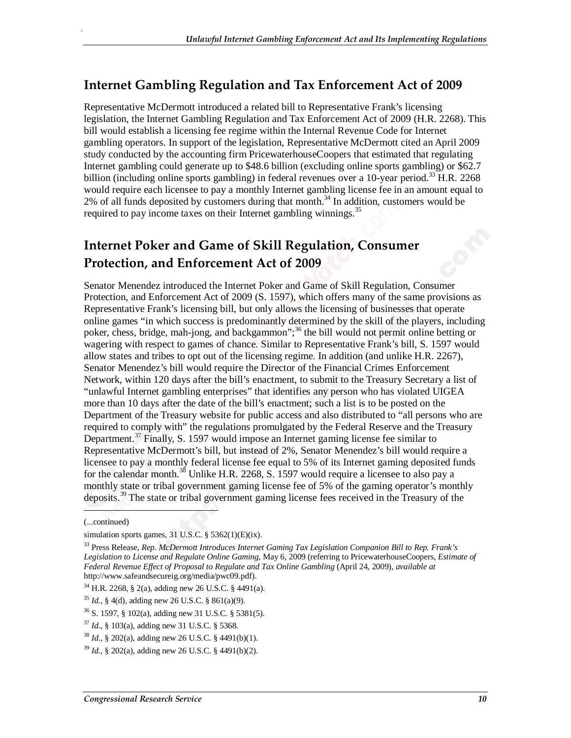## Internet Gambling Regulation and Tax Enforcement Act of 2009

Representative McDermott introduced a related bill to Representative Frank's licensing legislation, the Internet Gambling Regulation and Tax Enforcement Act of 2009 (H.R. 2268). This bill would establish a licensing fee regime within the Internal Revenue Code for Internet gambling operators. In support of the legislation, Representative McDermott cited an April 2009 study conducted by the accounting firm PricewaterhouseCoopers that estimated that regulating Internet gambling could generate up to $48.6 billion (excluding online sports gambling) or $62.7 billion (including online sports gambling) in federal revenues over a 10-year period.[33] H.R. 2268 would require each licensee to pay a monthly Internet gambling license fee in an amount equal to 2% of all funds deposited by customers during that month.[34] In addition, customers would be required to pay income taxes on their Internet gambling winnings.[35]

## Internet Poker and Game of Skill Regulation, Consumer Protection, and Enforcement Act of 2009

Senator Menendez introduced the Internet Poker and Game of Skill Regulation, Consumer Protection, and Enforcement Act of 2009 (S. 1597), which offers many of the same provisions as Representative Frank's licensing bill, but only allows the licensing of businesses that operate online games "in which success is predominantly determined by the skill of the players, including poker, chess, bridge, mah-jong, and backgammon";[36] the bill would not permit online betting or wagering with respect to games of chance. Similar to Representative Frank's bill, S. 1597 would allow states and tribes to opt out of the licensing regime. In addition (and unlike H.R. 2267), Senator Menendez's bill would require the Director of the Financial Crimes Enforcement Network, within 120 days after the bill's enactment, to submit to the Treasury Secretary a list of "unlawful Internet gambling enterprises" that identifies any person who has violated UIGEA more than 10 days after the date of the bill's enactment; such a list is to be posted on the Department of the Treasury website for public access and also distributed to "all persons who are required to comply with" the regulations promulgated by the Federal Reserve and the Treasury Department.[37] Finally, S. 1597 would impose an Internet gaming license fee similar to Representative McDermott's bill, but instead of 2%, Senator Menendez's bill would require a licensee to pay a monthly federal license fee equal to 5% of its Internet gaming deposited funds for the calendar month.[38] Unlike H.R. 2268, S. 1597 would require a licensee to also pay a monthly state or tribal government gaming license fee of 5% of the gaming operator's monthly deposits.[39] The state or tribal government gaming license fees received in the Treasury of the

---

(...continued)

simulation sports games, 31 U.S.C. § 5362(1)(E)(ix).

[33] Press Release, *Rep. McDermott Introduces Internet Gaming Tax Legislation Companion Bill to Rep. Frank's Legislation to License and Regulate Online Gaming*, May 6, 2009 (referring to PricewaterhouseCoopers, *Estimate of Federal Revenue Effect of Proposal to Regulate and Tax Online Gambling* (April 24, 2009), *available at* http://www.safeandsecureig.org/media/pwc09.pdf).

[34] H.R. 2268, § 2(a), adding new 26 U.S.C. § 4491(a).

[35] *Id.*, § 4(d), adding new 26 U.S.C. § 861(a)(9).

[36] S. 1597, § 102(a), adding new 31 U.S.C. § 5381(5).

[37] *Id.*, § 103(a), adding new 31 U.S.C. § 5368.

[38] *Id.*, § 202(a), adding new 26 U.S.C. § 4491(b)(1).

[39] *Id.*, § 202(a), adding new 26 U.S.C. § 4491(b)(2).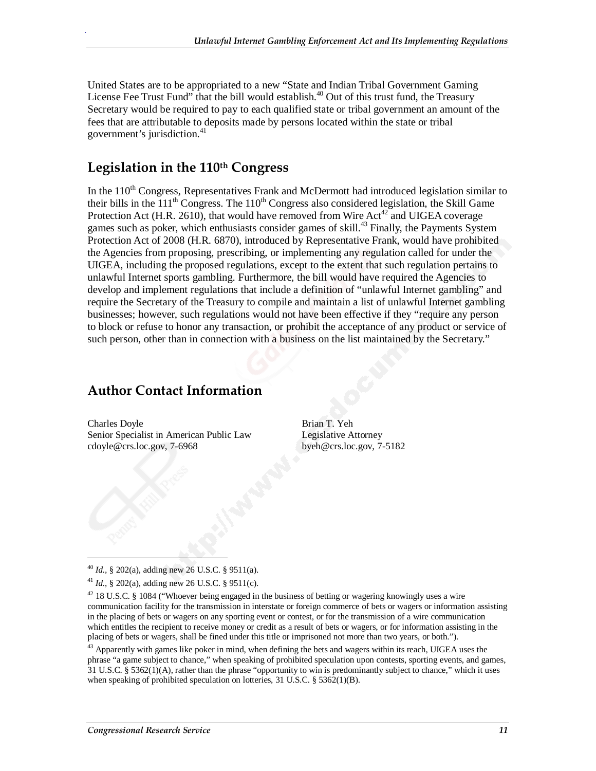United States are to be appropriated to a new "State and Indian Tribal Government Gaming License Fee Trust Fund" that the bill would establish.[40] Out of this trust fund, the Treasury Secretary would be required to pay to each qualified state or tribal government an amount of the fees that are attributable to deposits made by persons located within the state or tribal government's jurisdiction.[41]

## Legislation in the 110th Congress

In the 110th Congress, Representatives Frank and McDermott had introduced legislation similar to their bills in the 111th Congress. The 110th Congress also considered legislation, the Skill Game Protection Act (H.R. 2610), that would have removed from Wire Act[42] and UIGEA coverage games such as poker, which enthusiasts consider games of skill.[43] Finally, the Payments System Protection Act of 2008 (H.R. 6870), introduced by Representative Frank, would have prohibited the Agencies from proposing, prescribing, or implementing any regulation called for under the UIGEA, including the proposed regulations, except to the extent that such regulation pertains to unlawful Internet sports gambling. Furthermore, the bill would have required the Agencies to develop and implement regulations that include a definition of "unlawful Internet gambling" and require the Secretary of the Treasury to compile and maintain a list of unlawful Internet gambling businesses; however, such regulations would not have been effective if they "require any person to block or refuse to honor any transaction, or prohibit the acceptance of any product or service of such person, other than in connection with a business on the list maintained by the Secretary."

## Author Contact Information

Charles Doyle
Senior Specialist in American Public Law
cdoyle@crs.loc.gov, 7-6968

Brian T. Yeh
Legislative Attorney
byeh@crs.loc.gov, 7-5182

---

[40] *Id.*, § 202(a), adding new 26 U.S.C. § 9511(a).

[41] *Id.*, § 202(a), adding new 26 U.S.C. § 9511(c).

[42] 18 U.S.C. § 1084 ("Whoever being engaged in the business of betting or wagering knowingly uses a wire communication facility for the transmission in interstate or foreign commerce of bets or wagers or information assisting in the placing of bets or wagers on any sporting event or contest, or for the transmission of a wire communication which entitles the recipient to receive money or credit as a result of bets or wagers, or for information assisting in the placing of bets or wagers, shall be fined under this title or imprisoned not more than two years, or both.").

[43] Apparently with games like poker in mind, when defining the bets and wagers within its reach, UIGEA uses the phrase "a game subject to chance," when speaking of prohibited speculation upon contests, sporting events, and games, 31 U.S.C. § 5362(1)(A), rather than the phrase "opportunity to win is predominantly subject to chance," which it uses when speaking of prohibited speculation on lotteries, 31 U.S.C. § 5362(1)(B).